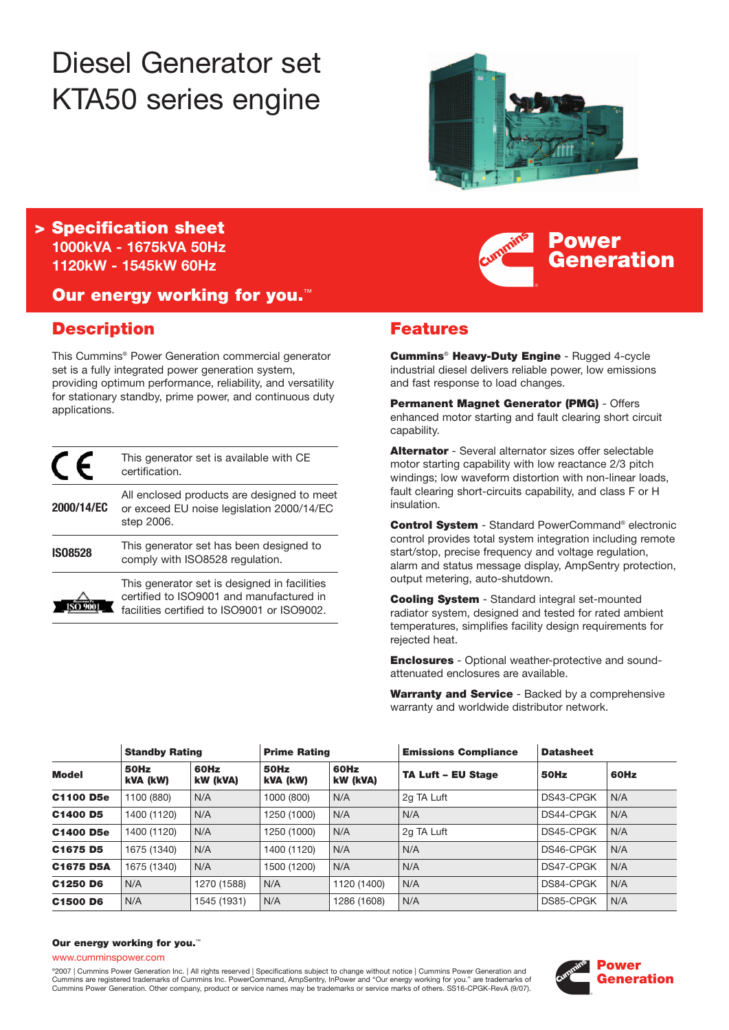# Diesel Generator set KTA50 series engine

## > Specification sheet

**1000kVA - 1675kVA 50Hz**
**1120kW - 1545kW 60Hz**

**Our energy working for you.™**

Power Generation

## Description

This Cummins® Power Generation commercial generator set is a fully integrated power generation system, providing optimum performance, reliability, and versatility for stationary standby, prime power, and continuous duty applications.

| | |
|---|---|
| CE | This generator set is available with CE certification. |
| 2000/14/EC | All enclosed products are designed to meet or exceed EU noise legislation 2000/14/EC step 2006. |
| ISO8528 | This generator set has been designed to comply with ISO8528 regulation. |
| ISO 9001 | This generator set is designed in facilities certified to ISO9001 and manufactured in facilities certified to ISO9001 or ISO9002. |

## Features

**Cummins® Heavy-Duty Engine** - Rugged 4-cycle industrial diesel delivers reliable power, low emissions and fast response to load changes.

**Permanent Magnet Generator (PMG)** - Offers enhanced motor starting and fault clearing short circuit capability.

**Alternator** - Several alternator sizes offer selectable motor starting capability with low reactance 2/3 pitch windings; low waveform distortion with non-linear loads, fault clearing short-circuits capability, and class F or H insulation.

**Control System** - Standard PowerCommand® electronic control provides total system integration including remote start/stop, precise frequency and voltage regulation, alarm and status message display, AmpSentry protection, output metering, auto-shutdown.

**Cooling System** - Standard integral set-mounted radiator system, designed and tested for rated ambient temperatures, simplifies facility design requirements for rejected heat.

**Enclosures** - Optional weather-protective and sound-attenuated enclosures are available.

**Warranty and Service** - Backed by a comprehensive warranty and worldwide distributor network.

| | Standby Rating | | Prime Rating | | Emissions Compliance | Datasheet | |
|---|---|---|---|---|---|---|---|
| **Model** | **50Hz kVA (kW)** | **60Hz kW (kVA)** | **50Hz kVA (kW)** | **60Hz kW (kVA)** | **TA Luft – EU Stage** | **50Hz** | **60Hz** |
| **C1100 D5e** | 1100 (880) | N/A | 1000 (800) | N/A | 2g TA Luft | DS43-CPGK | N/A |
| **C1400 D5** | 1400 (1120) | N/A | 1250 (1000) | N/A | N/A | DS44-CPGK | N/A |
| **C1400 D5e** | 1400 (1120) | N/A | 1250 (1000) | N/A | 2g TA Luft | DS45-CPGK | N/A |
| **C1675 D5** | 1675 (1340) | N/A | 1400 (1120) | N/A | N/A | DS46-CPGK | N/A |
| **C1675 D5A** | 1675 (1340) | N/A | 1500 (1200) | N/A | N/A | DS47-CPGK | N/A |
| **C1250 D6** | N/A | 1270 (1588) | N/A | 1120 (1400) | N/A | DS84-CPGK | N/A |
| **C1500 D6** | N/A | 1545 (1931) | N/A | 1286 (1608) | N/A | DS85-CPGK | N/A |

**Our energy working for you.™**

www.cumminspower.com

©2007 | Cummins Power Generation Inc. | All rights reserved | Specifications subject to change without notice | Cummins Power Generation and Cummins are registered trademarks of Cummins Inc. PowerCommand, AmpSentry, InPower and "Our energy working for you." are trademarks of Cummins Power Generation. Other company, product or service names may be trademarks or service marks of others. SS16-CPGK-RevA (9/07).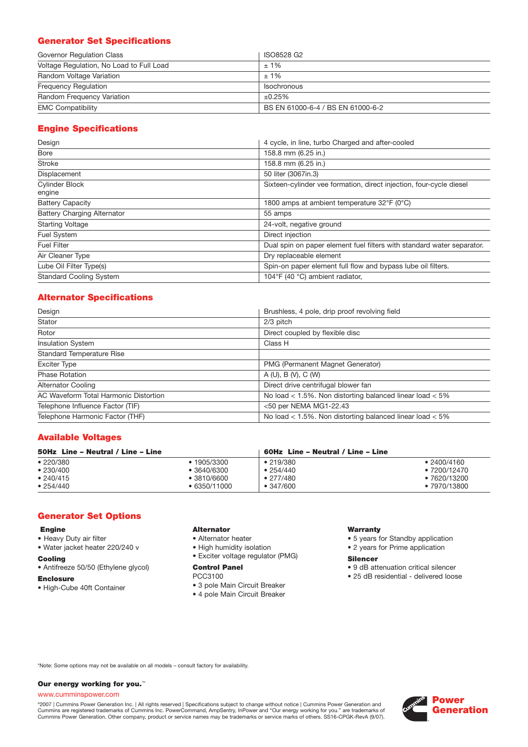## Generator Set Specifications

| | |
|---|---|
| Governor Regulation Class | ISO8528 G2 |
| Voltage Regulation, No Load to Full Load | ± 1% |
| Random Voltage Variation | ± 1% |
| Frequency Regulation | Isochronous |
| Random Frequency Variation | ±0.25% |
| EMC Compatibility | BS EN 61000-6-4 / BS EN 61000-6-2 |

## Engine Specifications

| | |
|---|---|
| Design | 4 cycle, in line, turbo Charged and after-cooled |
| Bore | 158.8 mm (6.25 in.) |
| Stroke | 158.8 mm (6.25 in.) |
| Displacement | 50 liter (3067in.3) |
| Cylinder Block engine | Sixteen-cylinder vee formation, direct injection, four-cycle diesel |
| Battery Capacity | 1800 amps at ambient temperature 32°F (0°C) |
| Battery Charging Alternator | 55 amps |
| Starting Voltage | 24-volt, negative ground |
| Fuel System | Direct injection |
| Fuel Filter | Dual spin on paper element fuel filters with standard water separator. |
| Air Cleaner Type | Dry replaceable element |
| Lube Oil Filter Type(s) | Spin-on paper element full flow and bypass lube oil filters. |
| Standard Cooling System | 104°F (40 °C) ambient radiator, |

## Alternator Specifications

| | |
|---|---|
| Design | Brushless, 4 pole, drip proof revolving field |
| Stator | 2/3 pitch |
| Rotor | Direct coupled by flexible disc |
| Insulation System | Class H |
| Standard Temperature Rise | |
| Exciter Type | PMG (Permanent Magnet Generator) |
| Phase Rotation | A (U), B (V), C (W) |
| Alternator Cooling | Direct drive centrifugal blower fan |
| AC Waveform Total Harmonic Distortion | No load < 1.5%. Non distorting balanced linear load < 5% |
| Telephone Influence Factor (TIF) | <50 per NEMA MG1-22.43 |
| Telephone Harmonic Factor (THF) | No load < 1.5%. Non distorting balanced linear load < 5% |

## Available Voltages

| 50Hz Line – Neutral / Line – Line | | 60Hz Line – Neutral / Line – Line | |
|---|---|---|---|
| • 220/380 | • 1905/3300 | • 219/380 | • 2400/4160 |
| • 230/400 | • 3640/6300 | • 254/440 | • 7200/12470 |
| • 240/415 | • 3810/6600 | • 277/480 | • 7620/13200 |
| • 254/440 | • 6350/11000 | • 347/600 | • 7970/13800 |

## Generator Set Options

**Engine**
- Heavy Duty air filter
- Water jacket heater 220/240 v

**Cooling**
- Antifreeze 50/50 (Ethylene glycol)

**Enclosure**
- High-Cube 40ft Container

**Alternator**
- Alternator heater
- High humidity isolation
- Exciter voltage regulator (PMG)

**Control Panel**

PCC3100
- 3 pole Main Circuit Breaker
- 4 pole Main Circuit Breaker

**Warranty**
- 5 years for Standby application
- 2 years for Prime application

**Silencer**
- 9 dB attenuation critical silencer
- 25 dB residential - delivered loose

*Note: Some options may not be available on all models – consult factory for availability.

**Our energy working for you.™**

www.cumminspower.com

©2007 | Cummins Power Generation Inc. | All rights reserved | Specifications subject to change without notice | Cummins Power Generation and Cummins are registered trademarks of Cummins Inc. PowerCommand, AmpSentry, InPower and "Our energy working for you." are trademarks of Cummins Power Generation. Other company, product or service names may be trademarks or service marks of others. SS16-CPGK-RevA (9/07).

Power Generation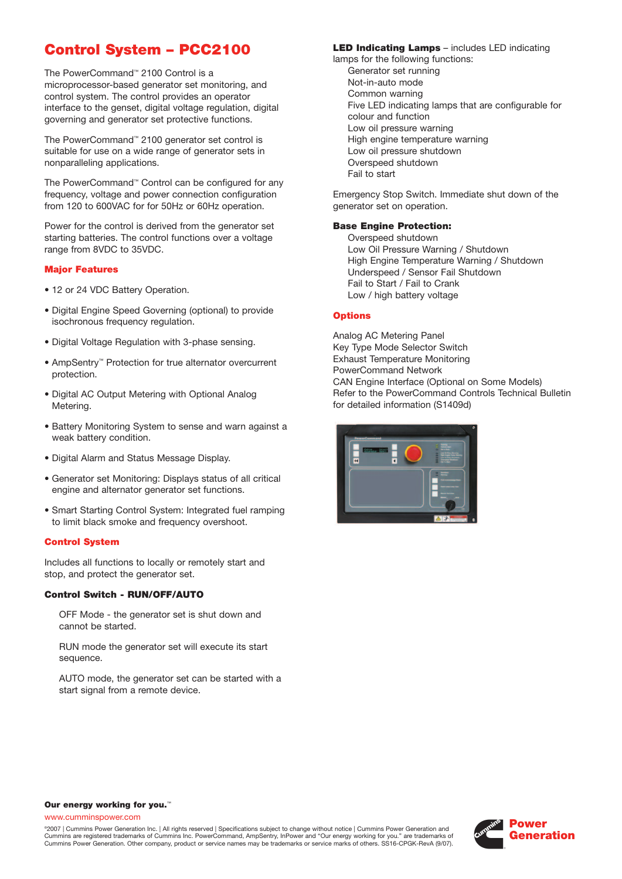# Control System – PCC2100

The PowerCommand™ 2100 Control is a microprocessor-based generator set monitoring, and control system. The control provides an operator interface to the genset, digital voltage regulation, digital governing and generator set protective functions.

The PowerCommand™ 2100 generator set control is suitable for use on a wide range of generator sets in nonparalleling applications.

The PowerCommand™ Control can be configured for any frequency, voltage and power connection configuration from 120 to 600VAC for for 50Hz or 60Hz operation.

Power for the control is derived from the generator set starting batteries. The control functions over a voltage range from 8VDC to 35VDC.

## Major Features

- 12 or 24 VDC Battery Operation.
- Digital Engine Speed Governing (optional) to provide isochronous frequency regulation.
- Digital Voltage Regulation with 3-phase sensing.
- AmpSentry™ Protection for true alternator overcurrent protection.
- Digital AC Output Metering with Optional Analog Metering.
- Battery Monitoring System to sense and warn against a weak battery condition.
- Digital Alarm and Status Message Display.
- Generator set Monitoring: Displays status of all critical engine and alternator generator set functions.
- Smart Starting Control System: Integrated fuel ramping to limit black smoke and frequency overshoot.

## Control System

Includes all functions to locally or remotely start and stop, and protect the generator set.

### Control Switch - RUN/OFF/AUTO

OFF Mode - the generator set is shut down and cannot be started.

RUN mode the generator set will execute its start sequence.

AUTO mode, the generator set can be started with a start signal from a remote device.

**LED Indicating Lamps** – includes LED indicating lamps for the following functions:

- Generator set running
- Not-in-auto mode
- Common warning
- Five LED indicating lamps that are configurable for colour and function
- Low oil pressure warning
- High engine temperature warning
- Low oil pressure shutdown
- Overspeed shutdown
- Fail to start

Emergency Stop Switch. Immediate shut down of the generator set on operation.

### Base Engine Protection:

- Overspeed shutdown
- Low Oil Pressure Warning / Shutdown
- High Engine Temperature Warning / Shutdown
- Underspeed / Sensor Fail Shutdown
- Fail to Start / Fail to Crank
- Low / high battery voltage

## Options

Analog AC Metering Panel
Key Type Mode Selector Switch
Exhaust Temperature Monitoring
PowerCommand Network
CAN Engine Interface (Optional on Some Models)
Refer to the PowerCommand Controls Technical Bulletin for detailed information (S1409d)

**Our energy working for you.™**

www.cumminspower.com

©2007 | Cummins Power Generation Inc. | All rights reserved | Specifications subject to change without notice | Cummins Power Generation and Cummins are registered trademarks of Cummins Inc. PowerCommand, AmpSentry, InPower and "Our energy working for you." are trademarks of Cummins Power Generation. Other company, product or service names may be trademarks or service marks of others. SS16-CPGK-RevA (9/07).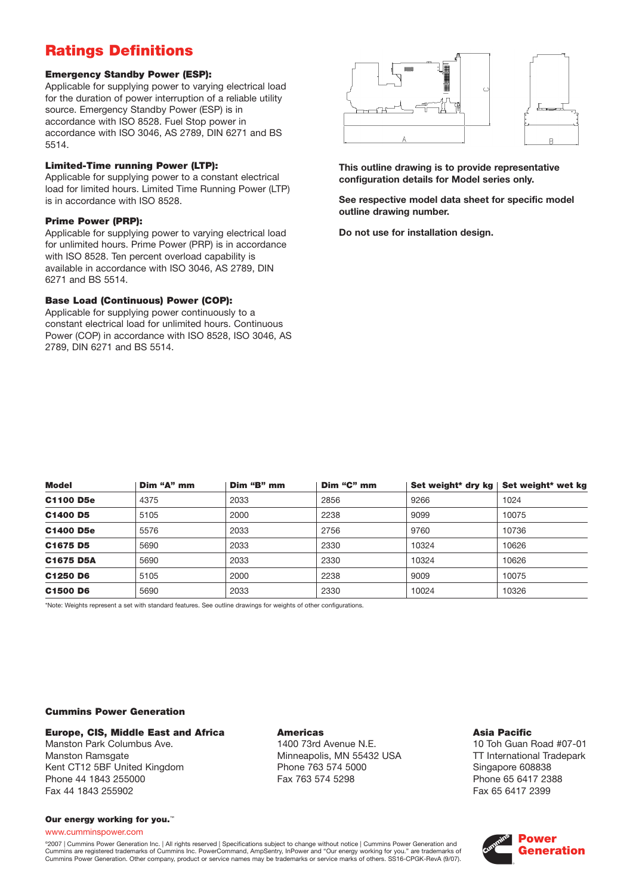## Ratings Definitions

**Emergency Standby Power (ESP):**
Applicable for supplying power to varying electrical load for the duration of power interruption of a reliable utility source. Emergency Standby Power (ESP) is in accordance with ISO 8528. Fuel Stop power in accordance with ISO 3046, AS 2789, DIN 6271 and BS 5514.

**Limited-Time running Power (LTP):**
Applicable for supplying power to a constant electrical load for limited hours. Limited Time Running Power (LTP) is in accordance with ISO 8528.

**Prime Power (PRP):**
Applicable for supplying power to varying electrical load for unlimited hours. Prime Power (PRP) is in accordance with ISO 8528. Ten percent overload capability is available in accordance with ISO 3046, AS 2789, DIN 6271 and BS 5514.

**Base Load (Continuous) Power (COP):**
Applicable for supplying power continuously to a constant electrical load for unlimited hours. Continuous Power (COP) in accordance with ISO 8528, ISO 3046, AS 2789, DIN 6271 and BS 5514.

A

B

C

**This outline drawing is to provide representative configuration details for Model series only.**

**See respective model data sheet for specific model outline drawing number.**

**Do not use for installation design.**

| Model | Dim "A" mm | Dim "B" mm | Dim "C" mm | Set weight* dry kg | Set weight* wet kg |
|---|---|---|---|---|---|
| **C1100 D5e** | 4375 | 2033 | 2856 | 9266 | 1024 |
| **C1400 D5** | 5105 | 2000 | 2238 | 9099 | 10075 |
| **C1400 D5e** | 5576 | 2033 | 2756 | 9760 | 10736 |
| **C1675 D5** | 5690 | 2033 | 2330 | 10324 | 10626 |
| **C1675 D5A** | 5690 | 2033 | 2330 | 10324 | 10626 |
| **C1250 D6** | 5105 | 2000 | 2238 | 9009 | 10075 |
| **C1500 D6** | 5690 | 2033 | 2330 | 10024 | 10326 |

*Note: Weights represent a set with standard features. See outline drawings for weights of other configurations.

**Cummins Power Generation**

**Europe, CIS, Middle East and Africa**
Manston Park Columbus Ave.
Manston Ramsgate
Kent CT12 5BF United Kingdom
Phone 44 1843 255000
Fax 44 1843 255902

**Americas**
1400 73rd Avenue N.E.
Minneapolis, MN 55432 USA
Phone 763 574 5000
Fax 763 574 5298

**Asia Pacific**
10 Toh Guan Road #07-01
TT International Tradepark
Singapore 608838
Phone 65 6417 2388
Fax 65 6417 2399

**Our energy working for you.™**

www.cumminspower.com

©2007 | Cummins Power Generation Inc. | All rights reserved | Specifications subject to change without notice | Cummins Power Generation and Cummins are registered trademarks of Cummins Inc. PowerCommand, AmpSentry, InPower and "Our energy working for you." are trademarks of Cummins Power Generation. Other company, product or service names may be trademarks or service marks of others. SS16-CPGK-RevA (9/07).

Cummins Power Generation